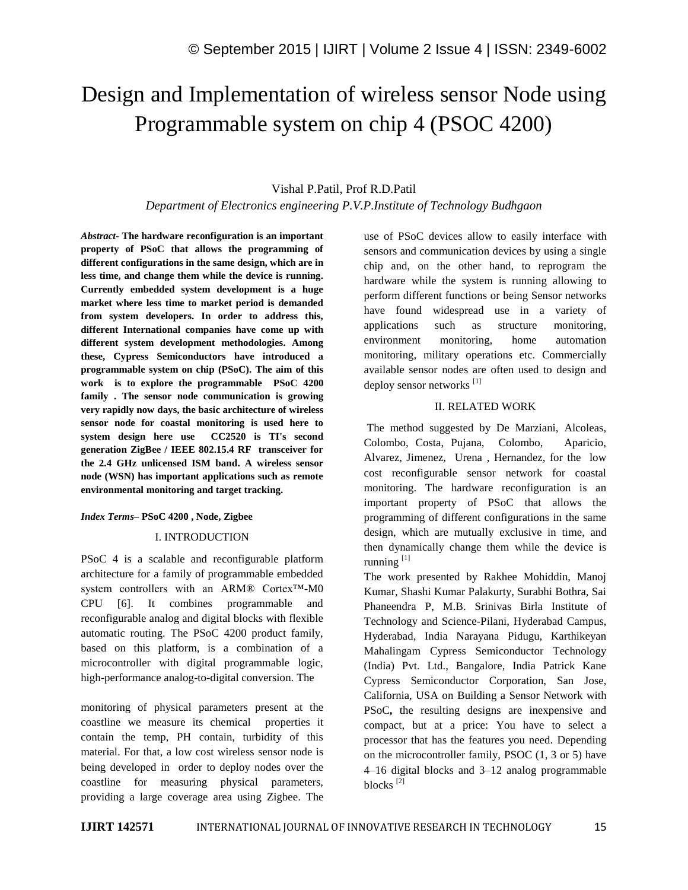# Design and Implementation of wireless sensor Node using Programmable system on chip 4 (PSOC 4200)

Vishal P.Patil, Prof R.D.Patil

*Department of Electronics engineering P.V.P.Institute of Technology Budhgaon*

***Abstract-*** **The hardware reconfiguration is an important property of PSoC that allows the programming of different configurations in the same design, which are in less time, and change them while the device is running. Currently embedded system development is a huge market where less time to market period is demanded from system developers. In order to address this, different International companies have come up with different system development methodologies. Among these, Cypress Semiconductors have introduced a programmable system on chip (PSoC). The aim of this work is to explore the programmable PSoC 4200 family . The sensor node communication is growing very rapidly now days, the basic architecture of wireless sensor node for coastal monitoring is used here to system design here use CC2520 is TI's second generation ZigBee / IEEE 802.15.4 RF transceiver for the 2.4 GHz unlicensed ISM band. A wireless sensor node (WSN) has important applications such as remote environmental monitoring and target tracking.**

***Index Terms*****– PSoC 4200 , Node, Zigbee**

## I. INTRODUCTION

PSoC 4 is a scalable and reconfigurable platform architecture for a family of programmable embedded system controllers with an ARM® Cortex™-M0 CPU [6]. It combines programmable and reconfigurable analog and digital blocks with flexible automatic routing. The PSoC 4200 product family, based on this platform, is a combination of a microcontroller with digital programmable logic, high-performance analog-to-digital conversion. The

monitoring of physical parameters present at the coastline we measure its chemical properties it contain the temp, PH contain, turbidity of this material. For that, a low cost wireless sensor node is being developed in order to deploy nodes over the coastline for measuring physical parameters, providing a large coverage area using Zigbee. The use of PSoC devices allow to easily interface with sensors and communication devices by using a single chip and, on the other hand, to reprogram the hardware while the system is running allowing to perform different functions or being Sensor networks have found widespread use in a variety of applications such as structure monitoring, environment monitoring, home automation monitoring, military operations etc. Commercially available sensor nodes are often used to design and deploy sensor networks [1]

## II. RELATED WORK

The method suggested by De Marziani, Alcoleas, Colombo, Costa, Pujana, Colombo, Aparicio, Alvarez, Jimenez, Urena , Hernandez, for the low cost reconfigurable sensor network for coastal monitoring. The hardware reconfiguration is an important property of PSoC that allows the programming of different configurations in the same design, which are mutually exclusive in time, and then dynamically change them while the device is running [1]

The work presented by Rakhee Mohiddin, Manoj Kumar, Shashi Kumar Palakurty, Surabhi Bothra, Sai Phaneendra P, M.B. Srinivas Birla Institute of Technology and Science-Pilani, Hyderabad Campus, Hyderabad, India Narayana Pidugu, Karthikeyan Mahalingam Cypress Semiconductor Technology (India) Pvt. Ltd., Bangalore, India Patrick Kane Cypress Semiconductor Corporation, San Jose, California, USA on Building a Sensor Network with PSoC**,** the resulting designs are inexpensive and compact, but at a price: You have to select a processor that has the features you need. Depending on the microcontroller family, PSOC (1, 3 or 5) have 4–16 digital blocks and 3–12 analog programmable blocks [2]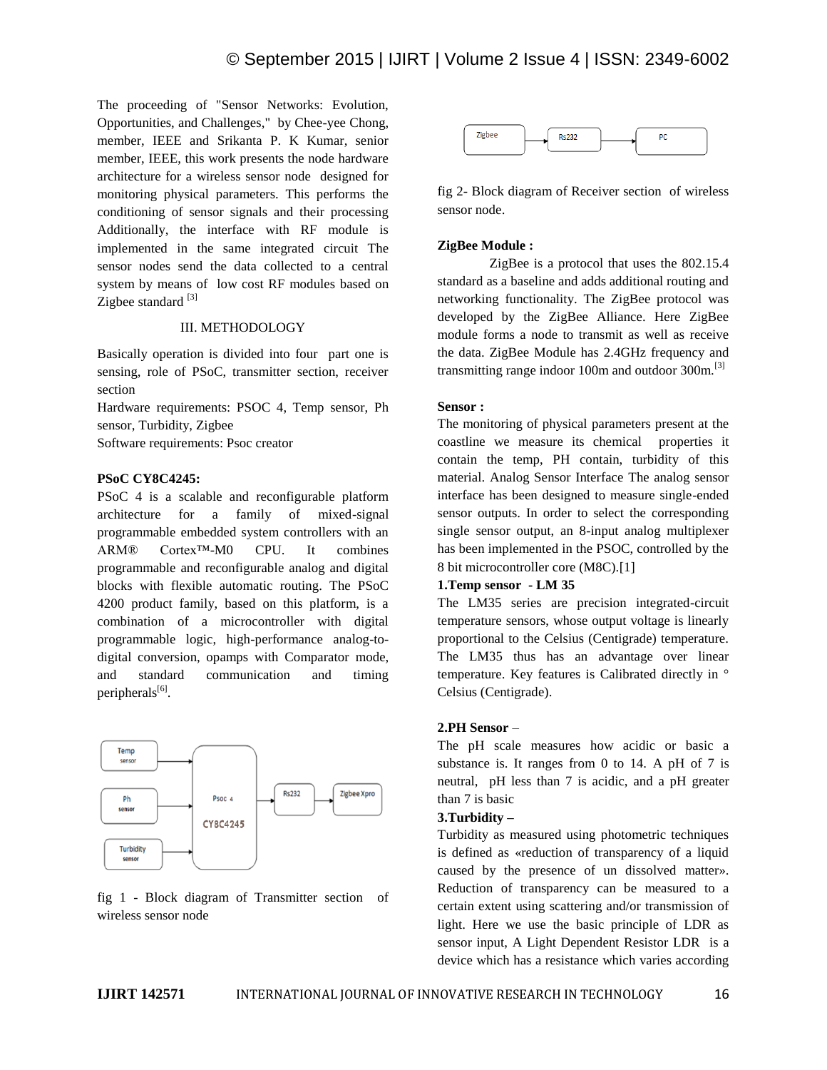The proceeding of "Sensor Networks: Evolution, Opportunities, and Challenges," by Chee-yee Chong, member, IEEE and Srikanta P. K Kumar, senior member, IEEE, this work presents the node hardware architecture for a wireless sensor node designed for monitoring physical parameters. This performs the conditioning of sensor signals and their processing Additionally, the interface with RF module is implemented in the same integrated circuit The sensor nodes send the data collected to a central system by means of low cost RF modules based on Zigbee standard [3]

## III. METHODOLOGY

Basically operation is divided into four part one is sensing, role of PSoC, transmitter section, receiver section

Hardware requirements: PSOC 4, Temp sensor, Ph sensor, Turbidity, Zigbee

Software requirements: Psoc creator

**PSoC CY8C4245:**

PSoC 4 is a scalable and reconfigurable platform architecture for a family of mixed-signal programmable embedded system controllers with an ARM® Cortex™-M0 CPU. It combines programmable and reconfigurable analog and digital blocks with flexible automatic routing. The PSoC 4200 product family, based on this platform, is a combination of a microcontroller with digital programmable logic, high-performance analog-to-digital conversion, opamps with Comparator mode, and standard communication and timing peripherals[6].

fig 1 - Block diagram of Transmitter section of wireless sensor node

fig 2- Block diagram of Receiver section of wireless sensor node.

**ZigBee Module :**

ZigBee is a protocol that uses the 802.15.4 standard as a baseline and adds additional routing and networking functionality. The ZigBee protocol was developed by the ZigBee Alliance. Here ZigBee module forms a node to transmit as well as receive the data. ZigBee Module has 2.4GHz frequency and transmitting range indoor 100m and outdoor 300m.[3]

**Sensor :**

The monitoring of physical parameters present at the coastline we measure its chemical properties it contain the temp, PH contain, turbidity of this material. Analog Sensor Interface The analog sensor interface has been designed to measure single-ended sensor outputs. In order to select the corresponding single sensor output, an 8-input analog multiplexer has been implemented in the PSOC, controlled by the 8 bit microcontroller core (M8C).[1]

**1.Temp sensor - LM 35**

The LM35 series are precision integrated-circuit temperature sensors, whose output voltage is linearly proportional to the Celsius (Centigrade) temperature. The LM35 thus has an advantage over linear temperature. Key features is Calibrated directly in ° Celsius (Centigrade).

**2.PH Sensor** –

The pH scale measures how acidic or basic a substance is. It ranges from 0 to 14. A pH of 7 is neutral, pH less than 7 is acidic, and a pH greater than 7 is basic

**3.Turbidity –**

Turbidity as measured using photometric techniques is defined as «reduction of transparency of a liquid caused by the presence of un dissolved matter». Reduction of transparency can be measured to a certain extent using scattering and/or transmission of light. Here we use the basic principle of LDR as sensor input, A Light Dependent Resistor LDR is a device which has a resistance which varies according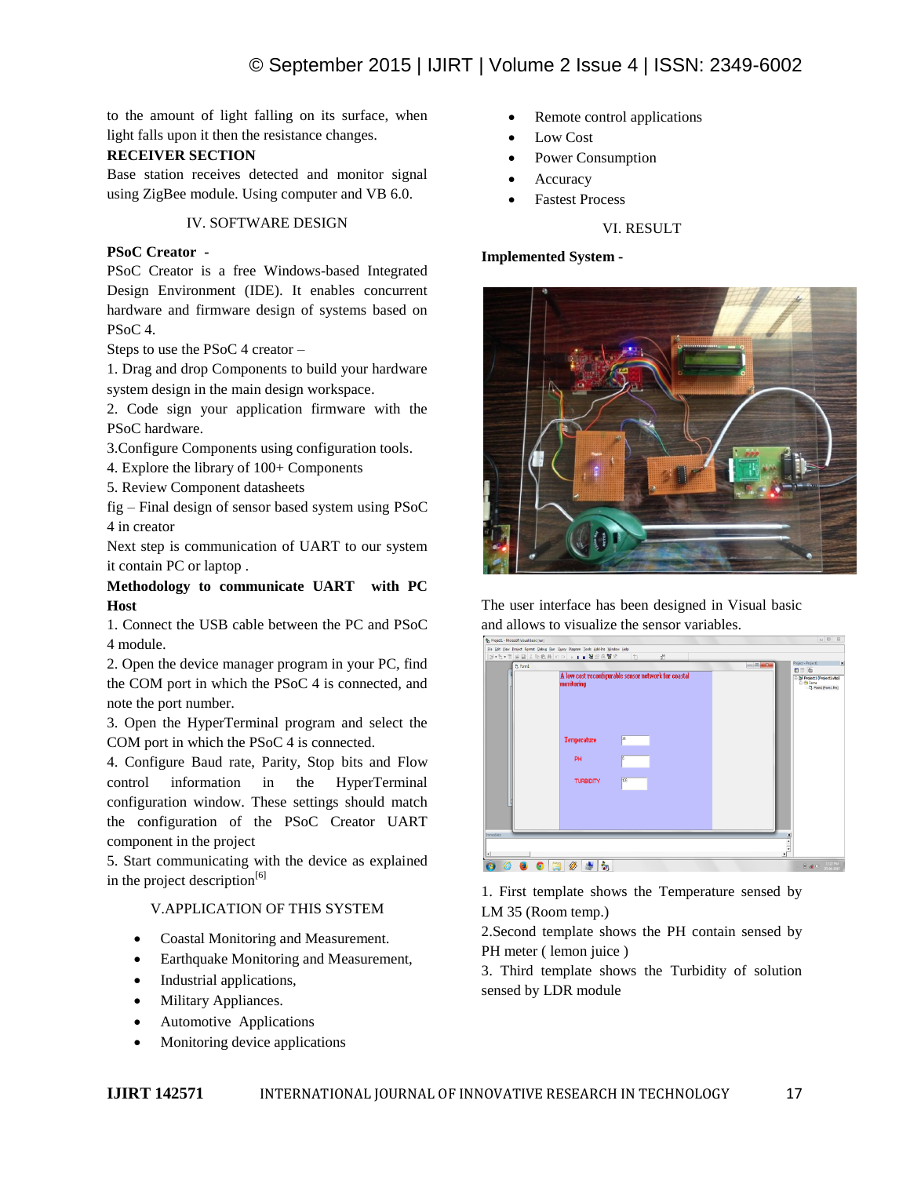to the amount of light falling on its surface, when light falls upon it then the resistance changes.

**RECEIVER SECTION**

Base station receives detected and monitor signal using ZigBee module. Using computer and VB 6.0.

## IV. SOFTWARE DESIGN

**PSoC Creator -**

PSoC Creator is a free Windows-based Integrated Design Environment (IDE). It enables concurrent hardware and firmware design of systems based on PSoC 4.

Steps to use the PSoC 4 creator –

1. Drag and drop Components to build your hardware system design in the main design workspace.
2. Code sign your application firmware with the PSoC hardware.
3. Configure Components using configuration tools.
4. Explore the library of 100+ Components
5. Review Component datasheets

fig – Final design of sensor based system using PSoC 4 in creator

Next step is communication of UART to our system it contain PC or laptop .

**Methodology to communicate UART with PC Host**

1. Connect the USB cable between the PC and PSoC 4 module.
2. Open the device manager program in your PC, find the COM port in which the PSoC 4 is connected, and note the port number.
3. Open the HyperTerminal program and select the COM port in which the PSoC 4 is connected.
4. Configure Baud rate, Parity, Stop bits and Flow control information in the HyperTerminal configuration window. These settings should match the configuration of the PSoC Creator UART component in the project
5. Start communicating with the device as explained in the project description[6]

## V.APPLICATION OF THIS SYSTEM

- Coastal Monitoring and Measurement.
- Earthquake Monitoring and Measurement,
- Industrial applications,
- Military Appliances.
- Automotive Applications
- Monitoring device applications
- Remote control applications
- Low Cost
- Power Consumption
- Accuracy
- Fastest Process

## VI. RESULT

**Implemented System -**

The user interface has been designed in Visual basic and allows to visualize the sensor variables.

1. First template shows the Temperature sensed by LM 35 (Room temp.)
2. Second template shows the PH contain sensed by PH meter ( lemon juice )
3. Third template shows the Turbidity of solution sensed by LDR module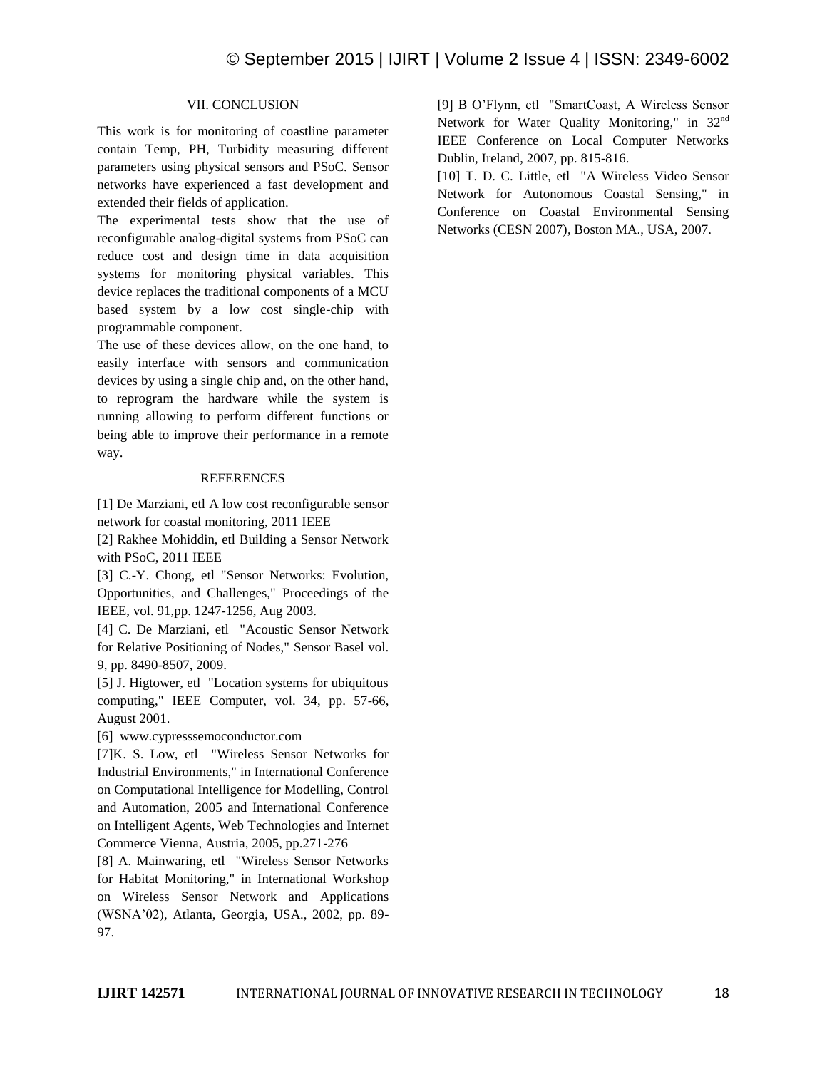## VII. CONCLUSION

This work is for monitoring of coastline parameter contain Temp, PH, Turbidity measuring different parameters using physical sensors and PSoC. Sensor networks have experienced a fast development and extended their fields of application.

The experimental tests show that the use of reconfigurable analog-digital systems from PSoC can reduce cost and design time in data acquisition systems for monitoring physical variables. This device replaces the traditional components of a MCU based system by a low cost single-chip with programmable component.

The use of these devices allow, on the one hand, to easily interface with sensors and communication devices by using a single chip and, on the other hand, to reprogram the hardware while the system is running allowing to perform different functions or being able to improve their performance in a remote way.

## REFERENCES

[1] De Marziani, etl A low cost reconfigurable sensor network for coastal monitoring, 2011 IEEE

[2] Rakhee Mohiddin, etl Building a Sensor Network with PSoC, 2011 IEEE

[3] C.-Y. Chong, etl "Sensor Networks: Evolution, Opportunities, and Challenges," Proceedings of the IEEE, vol. 91,pp. 1247-1256, Aug 2003.

[4] C. De Marziani, etl "Acoustic Sensor Network for Relative Positioning of Nodes," Sensor Basel vol. 9, pp. 8490-8507, 2009.

[5] J. Higtower, etl "Location systems for ubiquitous computing," IEEE Computer, vol. 34, pp. 57-66, August 2001.

[6] www.cypresssemoconductor.com

[7]K. S. Low, etl "Wireless Sensor Networks for Industrial Environments," in International Conference on Computational Intelligence for Modelling, Control and Automation, 2005 and International Conference on Intelligent Agents, Web Technologies and Internet Commerce Vienna, Austria, 2005, pp.271-276

[8] A. Mainwaring, etl "Wireless Sensor Networks for Habitat Monitoring," in International Workshop on Wireless Sensor Network and Applications (WSNA'02), Atlanta, Georgia, USA., 2002, pp. 89-97.

[9] B O'Flynn, etl "SmartCoast, A Wireless Sensor Network for Water Quality Monitoring," in 32nd IEEE Conference on Local Computer Networks Dublin, Ireland, 2007, pp. 815-816.

[10] T. D. C. Little, etl "A Wireless Video Sensor Network for Autonomous Coastal Sensing," in Conference on Coastal Environmental Sensing Networks (CESN 2007), Boston MA., USA, 2007.